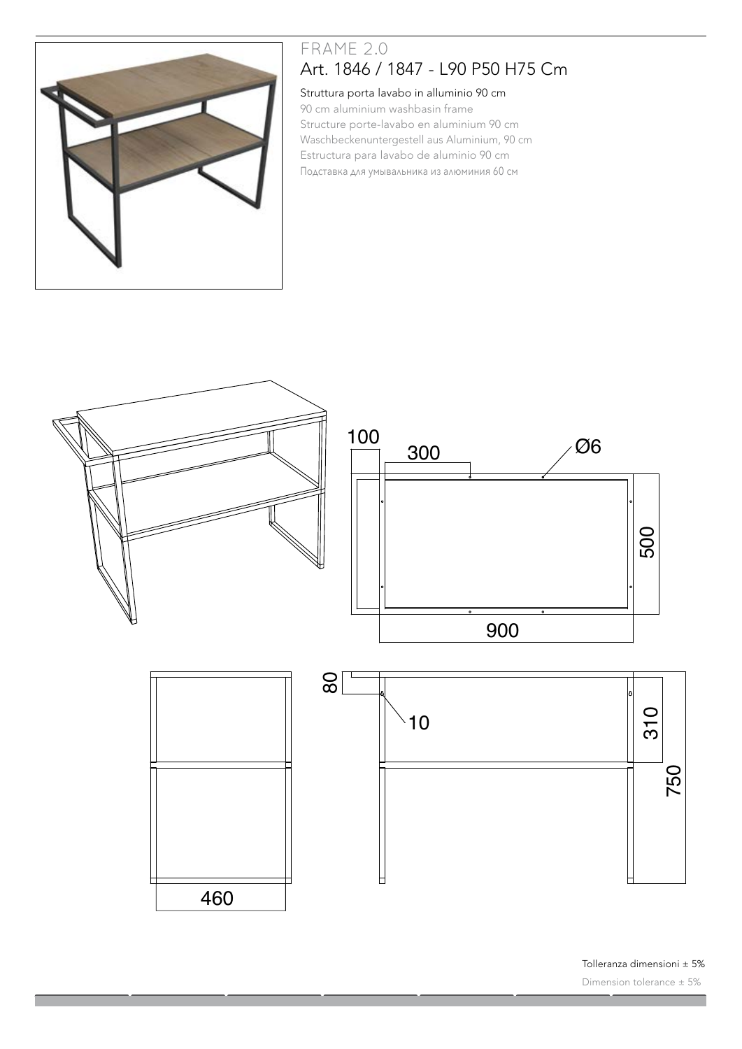# FRAME 2.0

## Art. 1846 / 1847 - L90 P50 H75 Cm

Struttura porta lavabo in alluminio 90 cm

90 cm aluminium washbasin frame

Structure porte-lavabo en aluminium 90 cm

Waschbeckenuntergestell aus Aluminium, 90 cm

Estructura para lavabo de aluminio 90 cm

Подставка для умывальника из алюминия 60 см

100

300

Ø6

500

900

80

10

310

750

460

Tolleranza dimensioni ± 5%

Dimension tolerance ± 5%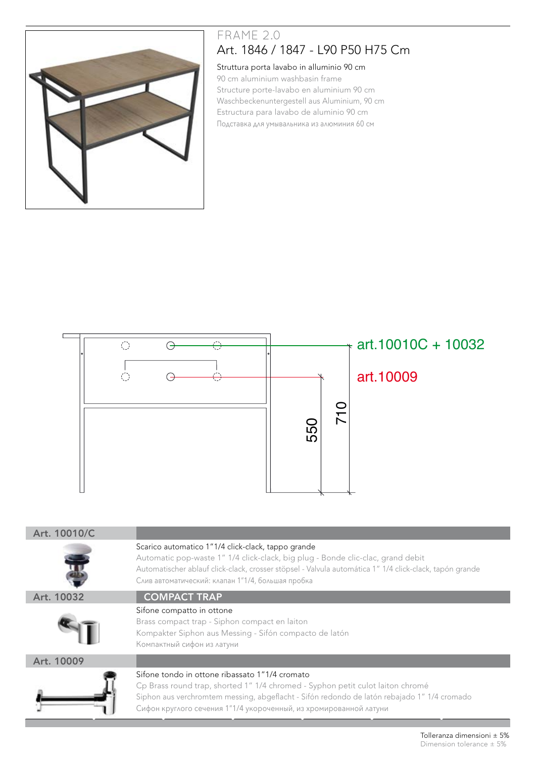# FRAME 2.0

## Art. 1846 / 1847 - L90 P50 H75 Cm

Struttura porta lavabo in alluminio 90 cm

90 cm aluminium washbasin frame

Structure porte-lavabo en aluminium 90 cm

Waschbeckenuntergestell aus Aluminium, 90 cm

Estructura para lavabo de aluminio 90 cm

Подставка для умывальника из алюминия 60 см

art.10010C + 10032

art.10009

710

550

| Art. 10010/C | |
|---|---|
| | Scarico automatico 1"1/4 click-clack, tappo grande<br>Automatic pop-waste 1" 1/4 click-clack, big plug - Bonde clic-clac, grand debit<br>Automatischer ablauf click-clack, crosser stöpsel - Valvula automática 1" 1/4 click-clack, tapón grande<br>Слив автоматический: клапан 1"1/4, большая пробка |
| **Art. 10032** | **COMPACT TRAP** |
| | Sifone compatto in ottone<br>Brass compact trap - Siphon compact en laiton<br>Kompakter Siphon aus Messing - Sifón compacto de latón<br>Компактный сифон из латуни |
| **Art. 10009** | |
| | Sifone tondo in ottone ribassato 1"1/4 cromato<br>Cp Brass round trap, shorted 1" 1/4 chromed - Syphon petit culot laiton chromé<br>Siphon aus verchromtem messing, abgeflacht - Sifón redondo de latón rebajado 1" 1/4 cromado<br>Сифон круглого сечения 1"1/4 укороченный, из хромированной латуни |

Tolleranza dimensioni ± 5%

Dimension tolerance ± 5%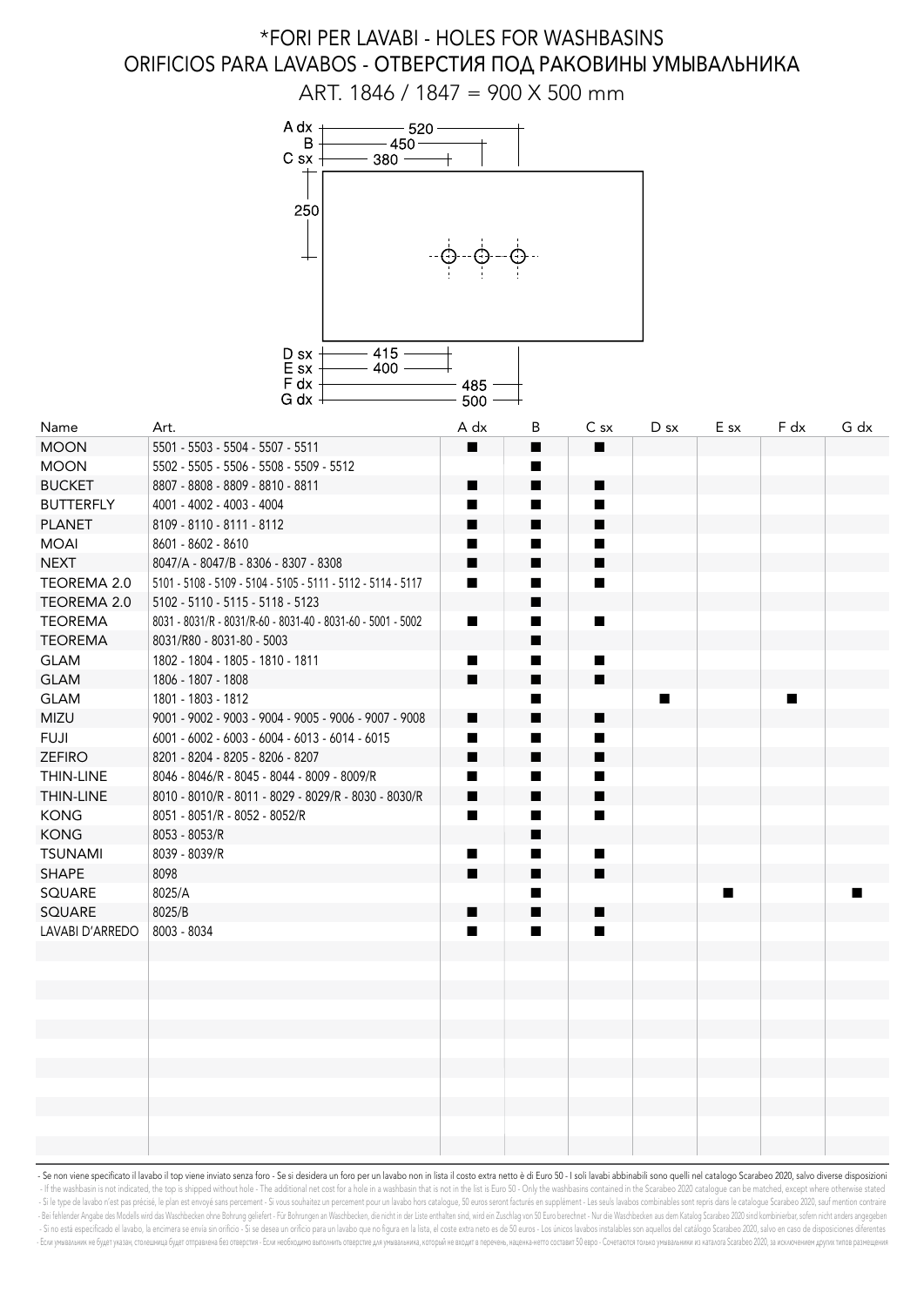# *FORI PER LAVABI - HOLES FOR WASHBASINS
## ORIFICIOS PARA LAVABOS - ОТВЕРСТИЯ ПОД РАКОВИНЫ УМЫВАЛЬНИКА

ART. 1846 / 1847 = 900 X 500 mm

A dx 520
B 450
C sx 380
250
D sx 415
E sx 400
F dx 485
G dx 500

| Name | Art. | A dx | B | C sx | D sx | E sx | F dx | G dx |
|---|---|---|---|---|---|---|---|---|
| MOON | 5501 - 5503 - 5504 - 5507 - 5511 | ■ | ■ | ■ | | | | |
| MOON | 5502 - 5505 - 5506 - 5508 - 5509 - 5512 | | ■ | | | | | |
| BUCKET | 8807 - 8808 - 8809 - 8810 - 8811 | ■ | ■ | ■ | | | | |
| BUTTERFLY | 4001 - 4002 - 4003 - 4004 | ■ | ■ | ■ | | | | |
| PLANET | 8109 - 8110 - 8111 - 8112 | ■ | ■ | ■ | | | | |
| MOAI | 8601 - 8602 - 8610 | ■ | ■ | ■ | | | | |
| NEXT | 8047/A - 8047/B - 8306 - 8307 - 8308 | ■ | ■ | ■ | | | | |
| TEOREMA 2.0 | 5101 - 5108 - 5109 - 5104 - 5105 - 5111 - 5112 - 5114 - 5117 | ■ | ■ | ■ | | | | |
| TEOREMA 2.0 | 5102 - 5110 - 5115 - 5118 - 5123 | | ■ | | | | | |
| TEOREMA | 8031 - 8031/R - 8031/R-60 - 8031-40 - 8031-60 - 5001 - 5002 | ■ | ■ | ■ | | | | |
| TEOREMA | 8031/R80 - 8031-80 - 5003 | | ■ | | | | | |
| GLAM | 1802 - 1804 - 1805 - 1810 - 1811 | ■ | ■ | ■ | | | | |
| GLAM | 1806 - 1807 - 1808 | ■ | ■ | ■ | | | | |
| GLAM | 1801 - 1803 - 1812 | | ■ | | ■ | | ■ | |
| MIZU | 9001 - 9002 - 9003 - 9004 - 9005 - 9006 - 9007 - 9008 | ■ | ■ | ■ | | | | |
| FUJI | 6001 - 6002 - 6003 - 6004 - 6013 - 6014 - 6015 | ■ | ■ | ■ | | | | |
| ZEFIRO | 8201 - 8204 - 8205 - 8206 - 8207 | ■ | ■ | ■ | | | | |
| THIN-LINE | 8046 - 8046/R - 8045 - 8044 - 8009 - 8009/R | ■ | ■ | ■ | | | | |
| THIN-LINE | 8010 - 8010/R - 8011 - 8029 - 8029/R - 8030 - 8030/R | ■ | ■ | ■ | | | | |
| KONG | 8051 - 8051/R - 8052 - 8052/R | ■ | ■ | ■ | | | | |
| KONG | 8053 - 8053/R | | ■ | | | | | |
| TSUNAMI | 8039 - 8039/R | ■ | ■ | ■ | | | | |
| SHAPE | 8098 | ■ | ■ | ■ | | | | |
| SQUARE | 8025/A | | ■ | | | ■ | | ■ |
| SQUARE | 8025/B | ■ | ■ | ■ | | | | |
| LAVABI D'ARREDO | 8003 - 8034 | ■ | ■ | ■ | | | | |

- Se non viene specificato il lavabo il top viene inviato senza foro - Se si desidera un foro per un lavabo non in lista il costo extra netto è di Euro 50 - I soli lavabi abbinabili sono quelli nel catalogo Scarabeo 2020, salvo diverse disposizioni
- If the washbasin is not indicated, the top is shipped without hole - The additional net cost for a hole in a washbasin that is not in the list is Euro 50 - Only the washbasins contained in the Scarabeo 2020 catalogue can be matched, except where otherwise stated
- Si le type de lavabo n'est pas précisé, le plan est envoyé sans percement - Si vous souhaitez un percement pour un lavabo hors catalogue, 50 euros seront facturés en supplément - Les seuls lavabos combinables sont repris dans le catalogue Scarabeo 2020, sauf mention contraire
- Bei fehlender Angabe des Modells wird das Waschbecken ohne Bohrung geliefert - Für Bohrungen an Waschbecken, die nicht in der Liste enthalten sind, wird ein Zuschlag von 50 Euro berechnet - Nur die Waschbecken aus dem Katalog Scarabeo 2020 sind kombinierbar, sofern nicht anders angegeben
- Si no está especificado el lavabo, la encimera se envía sin orificio - Si se desea un orificio para un lavabo que no figura en la lista, el coste extra neto es de 50 euros - Los únicos lavabos instalables son aquellos del catálogo Scarabeo 2020, salvo en caso de disposiciones diferentes
- Если умывальник не будет указан, столешница будет отправлена без отверстия - Если необходимо выполнить отверстие для умывальника, который не входит в перечень, наценка-нетто составит 50 евро - Сочетаются только умывальники из каталога Scarabeo 2020, за исключением других типов размещения